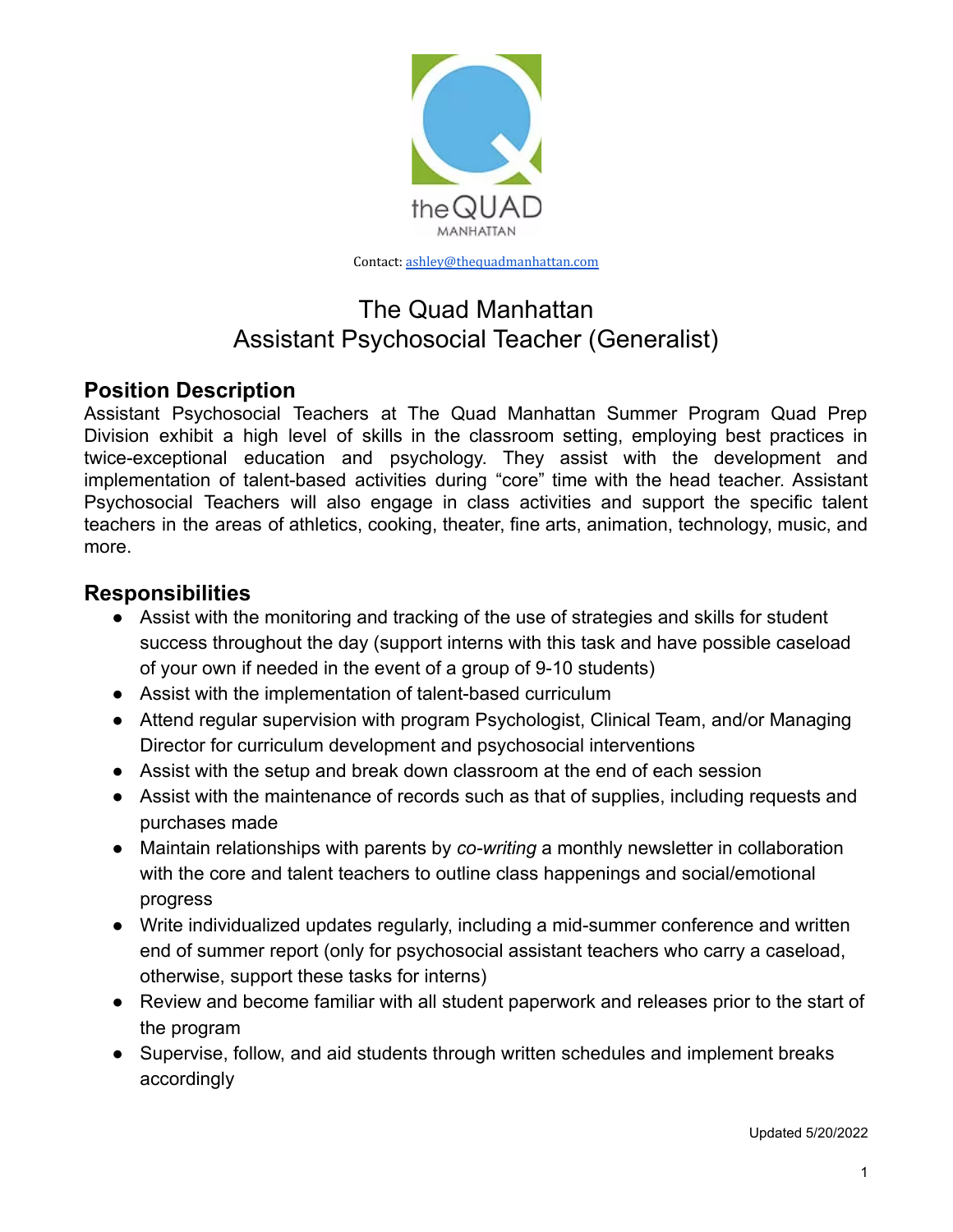Contact: ashley@thequadmanhattan.com

# The Quad Manhattan
# Assistant Psychosocial Teacher (Generalist)

## Position Description

Assistant Psychosocial Teachers at The Quad Manhattan Summer Program Quad Prep Division exhibit a high level of skills in the classroom setting, employing best practices in twice-exceptional education and psychology. They assist with the development and implementation of talent-based activities during "core" time with the head teacher. Assistant Psychosocial Teachers will also engage in class activities and support the specific talent teachers in the areas of athletics, cooking, theater, fine arts, animation, technology, music, and more.

## Responsibilities

- Assist with the monitoring and tracking of the use of strategies and skills for student success throughout the day (support interns with this task and have possible caseload of your own if needed in the event of a group of 9-10 students)
- Assist with the implementation of talent-based curriculum
- Attend regular supervision with program Psychologist, Clinical Team, and/or Managing Director for curriculum development and psychosocial interventions
- Assist with the setup and break down classroom at the end of each session
- Assist with the maintenance of records such as that of supplies, including requests and purchases made
- Maintain relationships with parents by *co-writing* a monthly newsletter in collaboration with the core and talent teachers to outline class happenings and social/emotional progress
- Write individualized updates regularly, including a mid-summer conference and written end of summer report (only for psychosocial assistant teachers who carry a caseload, otherwise, support these tasks for interns)
- Review and become familiar with all student paperwork and releases prior to the start of the program
- Supervise, follow, and aid students through written schedules and implement breaks accordingly

Updated 5/20/2022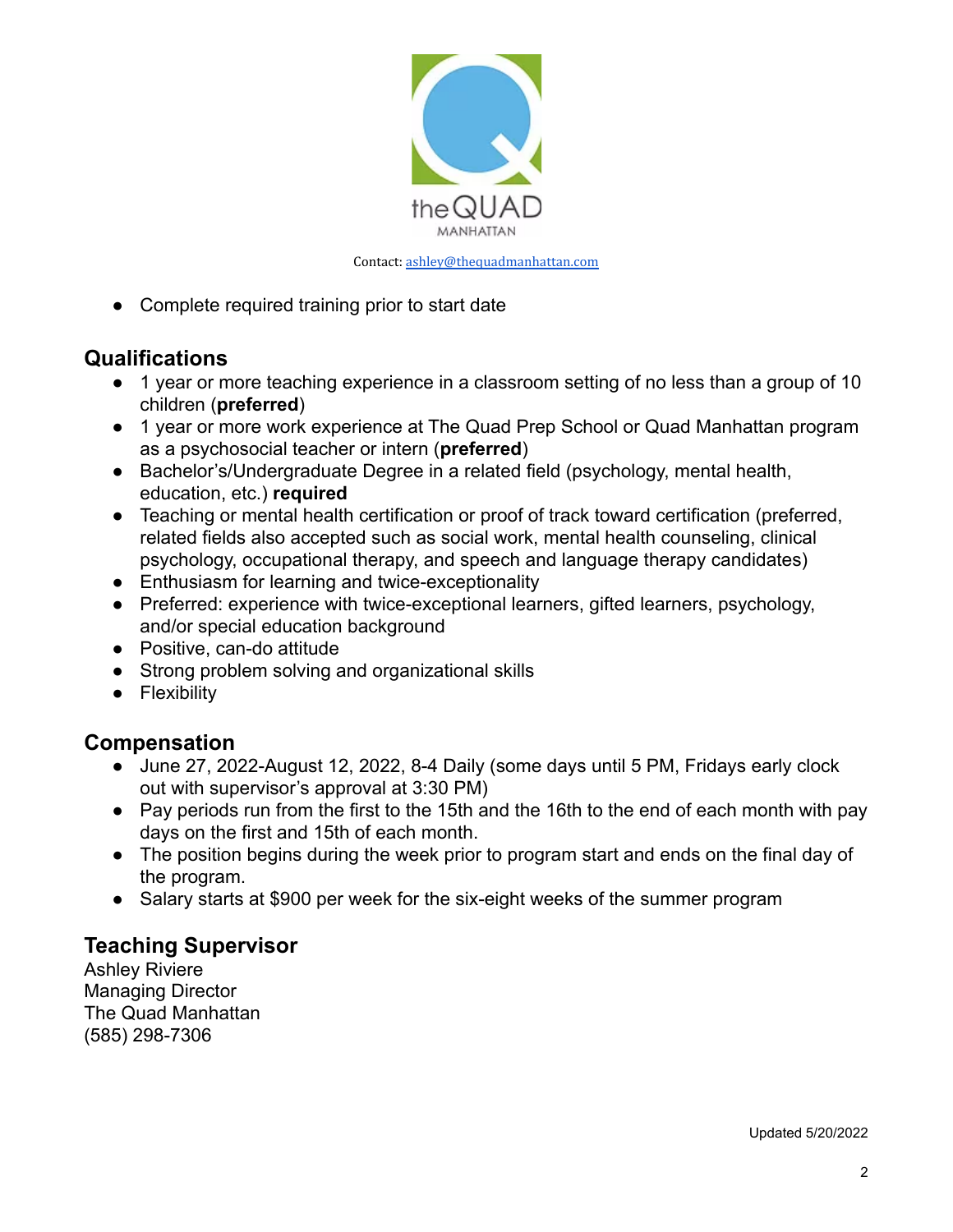Contact: ashley@thequadmanhattan.com

- Complete required training prior to start date

## Qualifications

- 1 year or more teaching experience in a classroom setting of no less than a group of 10 children (**preferred**)
- 1 year or more work experience at The Quad Prep School or Quad Manhattan program as a psychosocial teacher or intern (**preferred**)
- Bachelor's/Undergraduate Degree in a related field (psychology, mental health, education, etc.) **required**
- Teaching or mental health certification or proof of track toward certification (preferred, related fields also accepted such as social work, mental health counseling, clinical psychology, occupational therapy, and speech and language therapy candidates)
- Enthusiasm for learning and twice-exceptionality
- Preferred: experience with twice-exceptional learners, gifted learners, psychology, and/or special education background
- Positive, can-do attitude
- Strong problem solving and organizational skills
- Flexibility

## Compensation

- June 27, 2022-August 12, 2022, 8-4 Daily (some days until 5 PM, Fridays early clock out with supervisor's approval at 3:30 PM)
- Pay periods run from the first to the 15th and the 16th to the end of each month with pay days on the first and 15th of each month.
- The position begins during the week prior to program start and ends on the final day of the program.
- Salary starts at $900 per week for the six-eight weeks of the summer program

## Teaching Supervisor

Ashley Riviere
Managing Director
The Quad Manhattan
(585) 298-7306

Updated 5/20/2022